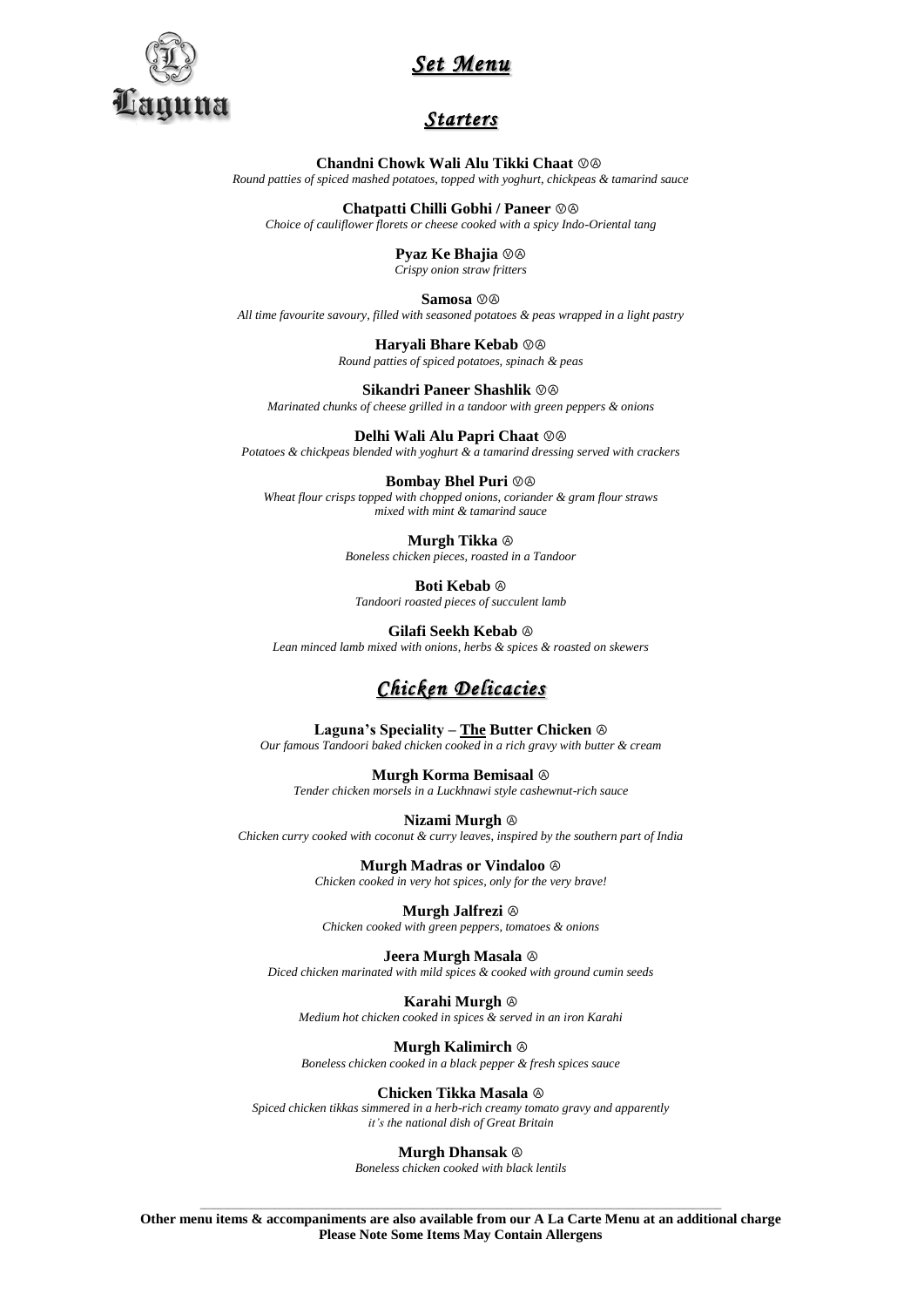Laguna

# Set Menu

## Starters

**Chandni Chowk Wali Alu Tikki Chaat** Ⓥ Ⓐ
*Round patties of spiced mashed potatoes, topped with yoghurt, chickpeas & tamarind sauce*

**Chatpatti Chilli Gobhi / Paneer** Ⓥ Ⓐ
*Choice of cauliflower florets or cheese cooked with a spicy Indo-Oriental tang*

**Pyaz Ke Bhajia** Ⓥ Ⓐ
*Crispy onion straw fritters*

**Samosa** Ⓥ Ⓐ
*All time favourite savoury, filled with seasoned potatoes & peas wrapped in a light pastry*

**Haryali Bhare Kebab** Ⓥ Ⓐ
*Round patties of spiced potatoes, spinach & peas*

**Sikandri Paneer Shashlik** Ⓥ Ⓐ
*Marinated chunks of cheese grilled in a tandoor with green peppers & onions*

**Delhi Wali Alu Papri Chaat** Ⓥ Ⓐ
*Potatoes & chickpeas blended with yoghurt & a tamarind dressing served with crackers*

**Bombay Bhel Puri** Ⓥ Ⓐ
*Wheat flour crisps topped with chopped onions, coriander & gram flour straws mixed with mint & tamarind sauce*

**Murgh Tikka** Ⓐ
*Boneless chicken pieces, roasted in a Tandoor*

**Boti Kebab** Ⓐ
*Tandoori roasted pieces of succulent lamb*

**Gilafi Seekh Kebab** Ⓐ
*Lean minced lamb mixed with onions, herbs & spices & roasted on skewers*

## Chicken Delicacies

**Laguna's Speciality – The Butter Chicken** Ⓐ
*Our famous Tandoori baked chicken cooked in a rich gravy with butter & cream*

**Murgh Korma Bemisaal** Ⓐ
*Tender chicken morsels in a Luckhnawi style cashewnut-rich sauce*

**Nizami Murgh** Ⓐ
*Chicken curry cooked with coconut & curry leaves, inspired by the southern part of India*

**Murgh Madras or Vindaloo** Ⓐ
*Chicken cooked in very hot spices, only for the very brave!*

**Murgh Jalfrezi** Ⓐ
*Chicken cooked with green peppers, tomatoes & onions*

**Jeera Murgh Masala** Ⓐ
*Diced chicken marinated with mild spices & cooked with ground cumin seeds*

**Karahi Murgh** Ⓐ
*Medium hot chicken cooked in spices & served in an iron Karahi*

**Murgh Kalimirch** Ⓐ
*Boneless chicken cooked in a black pepper & fresh spices sauce*

**Chicken Tikka Masala** Ⓐ
*Spiced chicken tikkas simmered in a herb-rich creamy tomato gravy and apparently it's the national dish of Great Britain*

**Murgh Dhansak** Ⓐ
*Boneless chicken cooked with black lentils*

---

**Other menu items & accompaniments are also available from our A La Carte Menu at an additional charge**
**Please Note Some Items May Contain Allergens**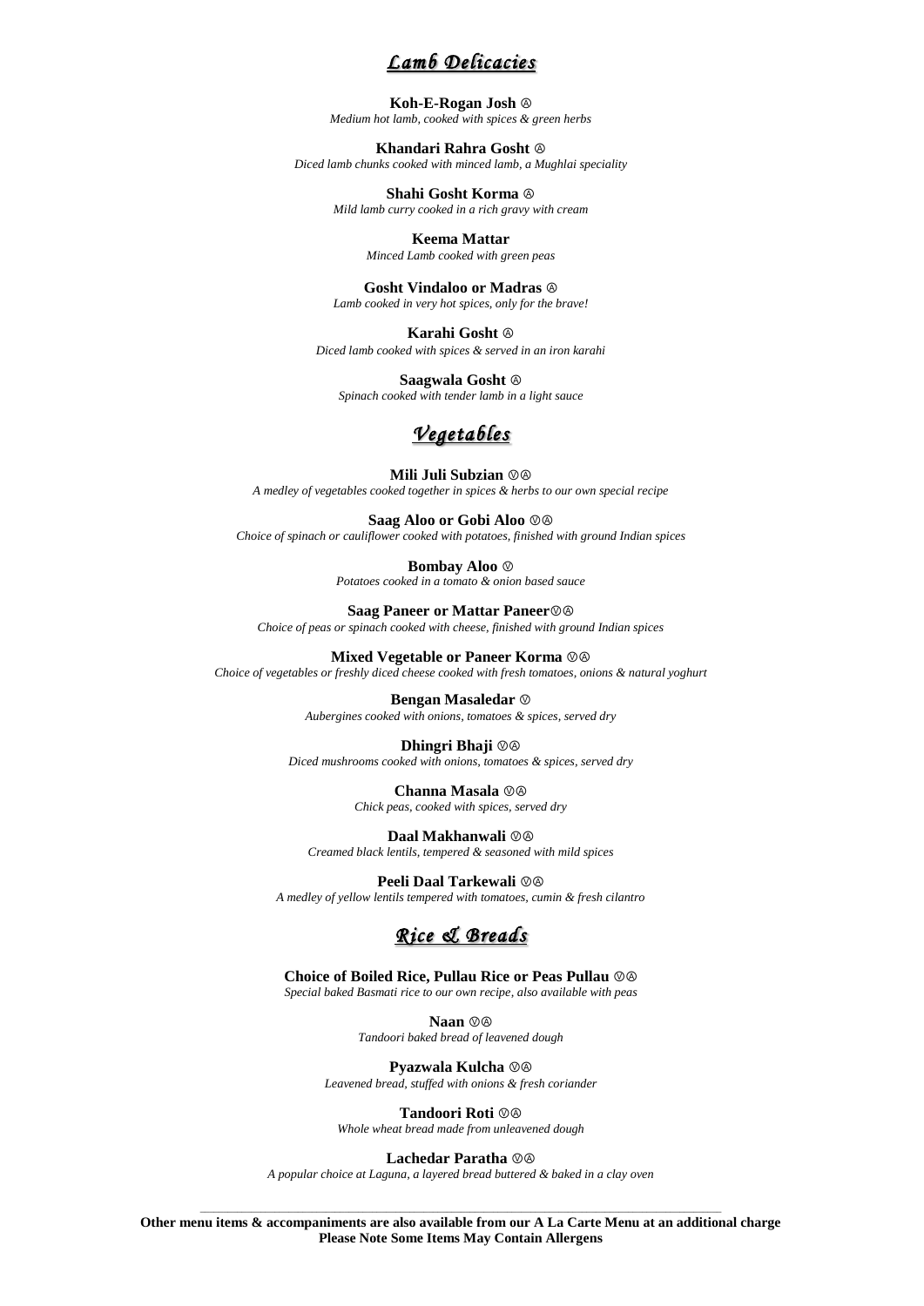## *Lamb Delicacies*

**Koh-E-Rogan Josh** Ⓐ
*Medium hot lamb, cooked with spices & green herbs*

**Khandari Rahra Gosht** Ⓐ
*Diced lamb chunks cooked with minced lamb, a Mughlai speciality*

**Shahi Gosht Korma** Ⓐ
*Mild lamb curry cooked in a rich gravy with cream*

**Keema Mattar**
*Minced Lamb cooked with green peas*

**Gosht Vindaloo or Madras** Ⓐ
*Lamb cooked in very hot spices, only for the brave!*

**Karahi Gosht** Ⓐ
*Diced lamb cooked with spices & served in an iron karahi*

**Saagwala Gosht** Ⓐ
*Spinach cooked with tender lamb in a light sauce*

## *Vegetables*

**Mili Juli Subzian** ⓋⒶ
*A medley of vegetables cooked together in spices & herbs to our own special recipe*

**Saag Aloo or Gobi Aloo** ⓋⒶ
*Choice of spinach or cauliflower cooked with potatoes, finished with ground Indian spices*

**Bombay Aloo** Ⓥ
*Potatoes cooked in a tomato & onion based sauce*

**Saag Paneer or Mattar Paneer**ⓋⒶ
*Choice of peas or spinach cooked with cheese, finished with ground Indian spices*

**Mixed Vegetable or Paneer Korma** ⓋⒶ
*Choice of vegetables or freshly diced cheese cooked with fresh tomatoes, onions & natural yoghurt*

**Bengan Masaledar** Ⓥ
*Aubergines cooked with onions, tomatoes & spices, served dry*

**Dhingri Bhaji** ⓋⒶ
*Diced mushrooms cooked with onions, tomatoes & spices, served dry*

**Channa Masala** ⓋⒶ
*Chick peas, cooked with spices, served dry*

**Daal Makhanwali** ⓋⒶ
*Creamed black lentils, tempered & seasoned with mild spices*

**Peeli Daal Tarkewali** ⓋⒶ
*A medley of yellow lentils tempered with tomatoes, cumin & fresh cilantro*

## *Rice & Breads*

**Choice of Boiled Rice, Pullau Rice or Peas Pullau** ⓋⒶ
*Special baked Basmati rice to our own recipe, also available with peas*

**Naan** ⓋⒶ
*Tandoori baked bread of leavened dough*

**Pyazwala Kulcha** ⓋⒶ
*Leavened bread, stuffed with onions & fresh coriander*

**Tandoori Roti** ⓋⒶ
*Whole wheat bread made from unleavened dough*

**Lachedar Paratha** ⓋⒶ
*A popular choice at Laguna, a layered bread buttered & baked in a clay oven*

---

**Other menu items & accompaniments are also available from our A La Carte Menu at an additional charge**
**Please Note Some Items May Contain Allergens**